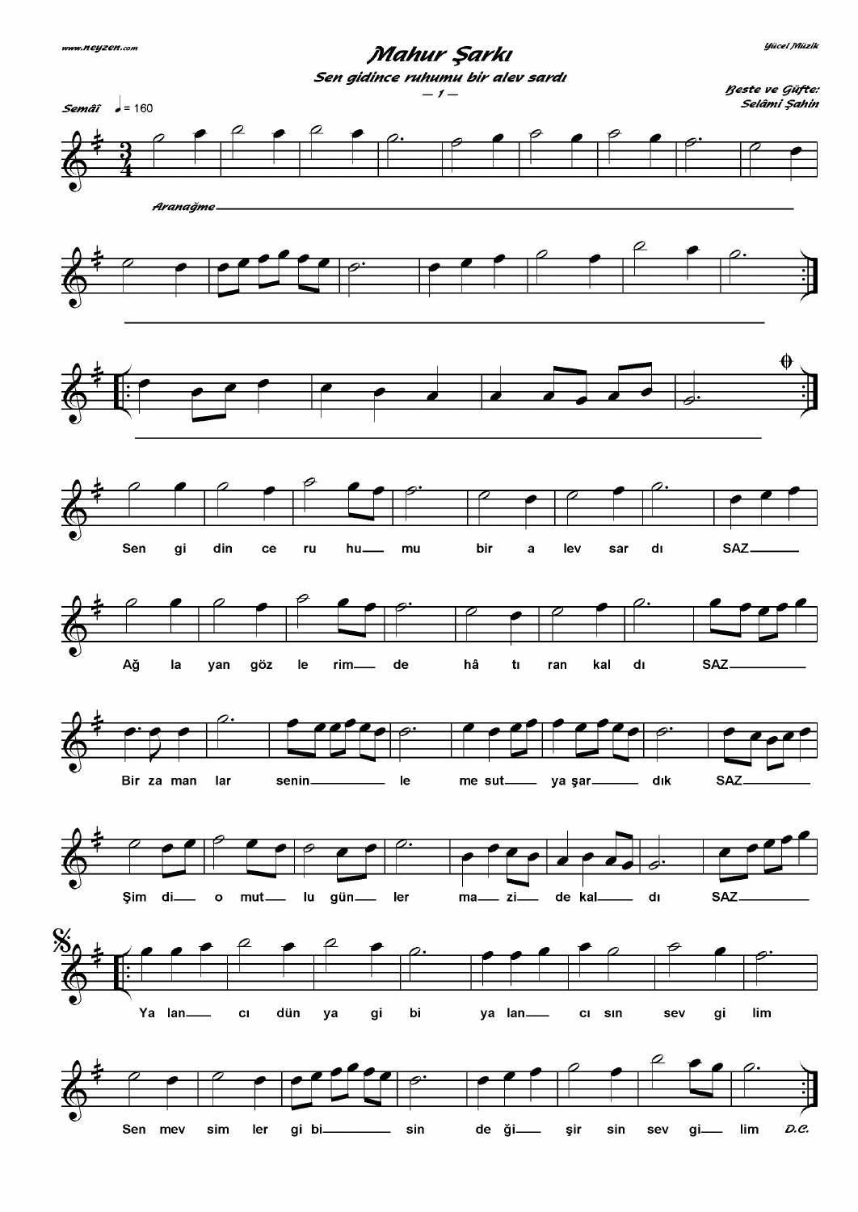# Mahur Şarkı

## Sen gidince ruhumu bir alev sardı

— 1 —

Yücel Müzik

Beste ve Güfte: Selâmi Şahin

Semâî ♩ = 160

Aranağme

Sen gi din ce ru hu mu bir a lev sar dı SAZ

Ağ la yan göz le rim de hâ tı ran kal dı SAZ

Bir za man lar senin le me sut ya şar dık SAZ

Şim di o mut lu gün ler ma zi de kal dı SAZ

Ya lan cı dün ya gi bi ya lan cı sın sev gi lim

Sen mev sim ler gi bi sin de ği şir sin sev gi lim D.C.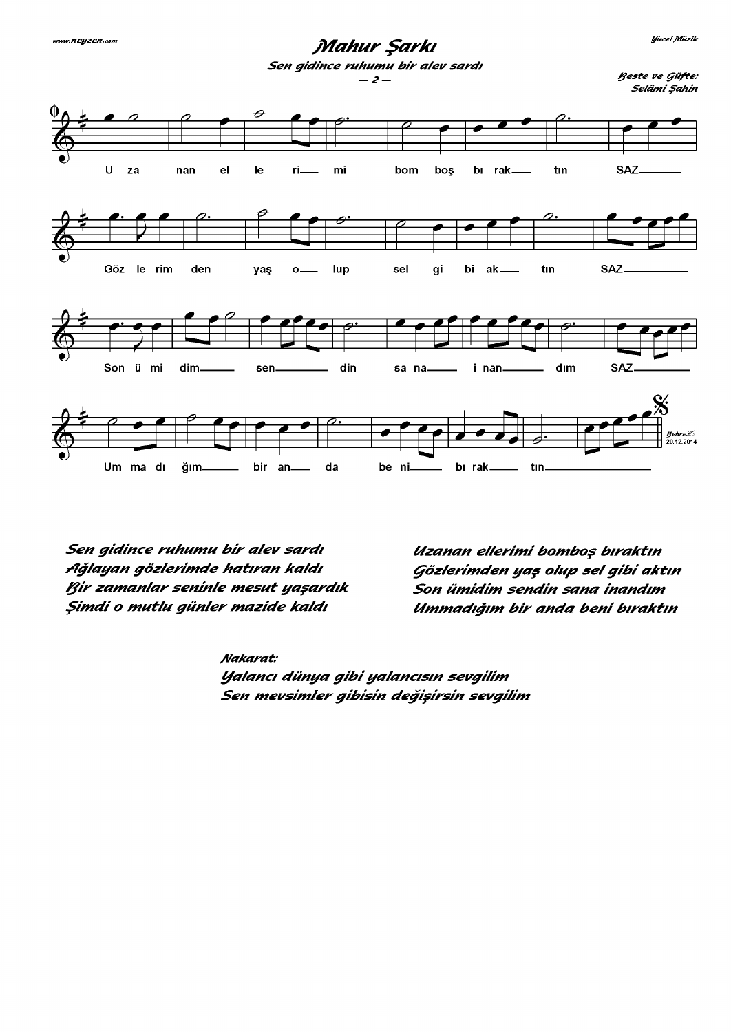# Mahur Şarkı

*Sen gidince ruhumu bir alev sardı*

*Beste ve Güfte: Selâmi Şahin*

*Sen gidince ruhumu bir alev sardı*
*Ağlayan gözlerimde hatıran kaldı*
*Bir zamanlar seninle mesut yaşardık*
*Şimdi o mutlu günler mazide kaldı*

*Uzanan ellerimi bomboş bıraktın*
*Gözlerimden yaş olup sel gibi aktın*
*Son ümidim sendin sana inandım*
*Ummadığım bir anda beni bıraktın*

*Nakarat:*
*Yalancı dünya gibi yalancısın sevgilim*
*Sen mevsimler gibisin değişirsin sevgilim*